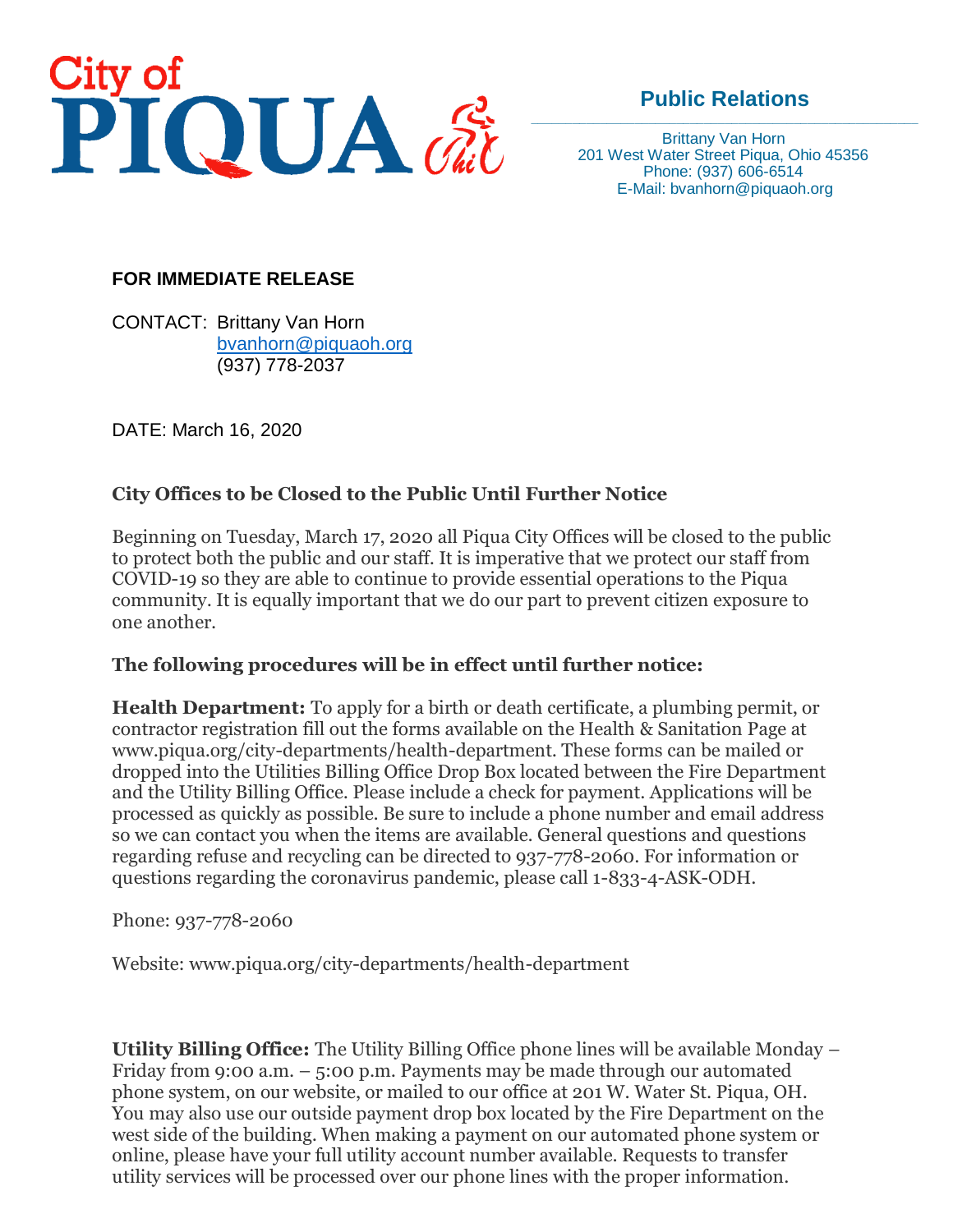City of
# PIQUA

## Public Relations

Brittany Van Horn
201 West Water Street Piqua, Ohio 45356
Phone: (937) 606-6514
E-Mail: bvanhorn@piquaoh.org

**FOR IMMEDIATE RELEASE**

CONTACT: Brittany Van Horn
bvanhorn@piquaoh.org
(937) 778-2037

DATE: March 16, 2020

### City Offices to be Closed to the Public Until Further Notice

Beginning on Tuesday, March 17, 2020 all Piqua City Offices will be closed to the public to protect both the public and our staff. It is imperative that we protect our staff from COVID-19 so they are able to continue to provide essential operations to the Piqua community. It is equally important that we do our part to prevent citizen exposure to one another.

### The following procedures will be in effect until further notice:

**Health Department:** To apply for a birth or death certificate, a plumbing permit, or contractor registration fill out the forms available on the Health & Sanitation Page at www.piqua.org/city-departments/health-department. These forms can be mailed or dropped into the Utilities Billing Office Drop Box located between the Fire Department and the Utility Billing Office. Please include a check for payment. Applications will be processed as quickly as possible. Be sure to include a phone number and email address so we can contact you when the items are available. General questions and questions regarding refuse and recycling can be directed to 937-778-2060. For information or questions regarding the coronavirus pandemic, please call 1-833-4-ASK-ODH.

Phone: 937-778-2060

Website: www.piqua.org/city-departments/health-department

**Utility Billing Office:** The Utility Billing Office phone lines will be available Monday – Friday from 9:00 a.m. – 5:00 p.m. Payments may be made through our automated phone system, on our website, or mailed to our office at 201 W. Water St. Piqua, OH. You may also use our outside payment drop box located by the Fire Department on the west side of the building. When making a payment on our automated phone system or online, please have your full utility account number available. Requests to transfer utility services will be processed over our phone lines with the proper information.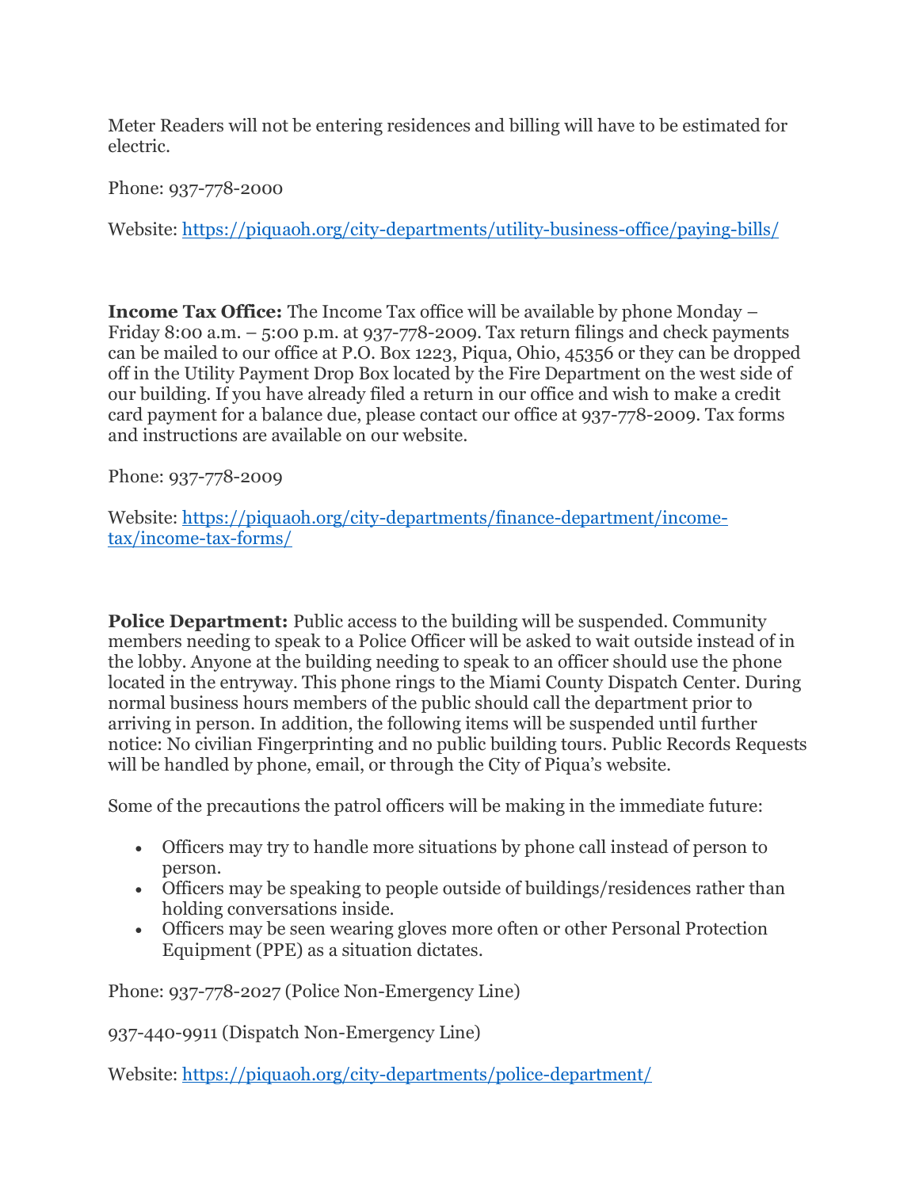Meter Readers will not be entering residences and billing will have to be estimated for electric.

Phone: 937-778-2000

Website: https://piquaoh.org/city-departments/utility-business-office/paying-bills/

**Income Tax Office:** The Income Tax office will be available by phone Monday – Friday 8:00 a.m. – 5:00 p.m. at 937-778-2009. Tax return filings and check payments can be mailed to our office at P.O. Box 1223, Piqua, Ohio, 45356 or they can be dropped off in the Utility Payment Drop Box located by the Fire Department on the west side of our building. If you have already filed a return in our office and wish to make a credit card payment for a balance due, please contact our office at 937-778-2009. Tax forms and instructions are available on our website.

Phone: 937-778-2009

Website: https://piquaoh.org/city-departments/finance-department/income-tax/income-tax-forms/

**Police Department:** Public access to the building will be suspended. Community members needing to speak to a Police Officer will be asked to wait outside instead of in the lobby. Anyone at the building needing to speak to an officer should use the phone located in the entryway. This phone rings to the Miami County Dispatch Center. During normal business hours members of the public should call the department prior to arriving in person. In addition, the following items will be suspended until further notice: No civilian Fingerprinting and no public building tours. Public Records Requests will be handled by phone, email, or through the City of Piqua's website.

Some of the precautions the patrol officers will be making in the immediate future:

- Officers may try to handle more situations by phone call instead of person to person.
- Officers may be speaking to people outside of buildings/residences rather than holding conversations inside.
- Officers may be seen wearing gloves more often or other Personal Protection Equipment (PPE) as a situation dictates.

Phone: 937-778-2027 (Police Non-Emergency Line)

937-440-9911 (Dispatch Non-Emergency Line)

Website: https://piquaoh.org/city-departments/police-department/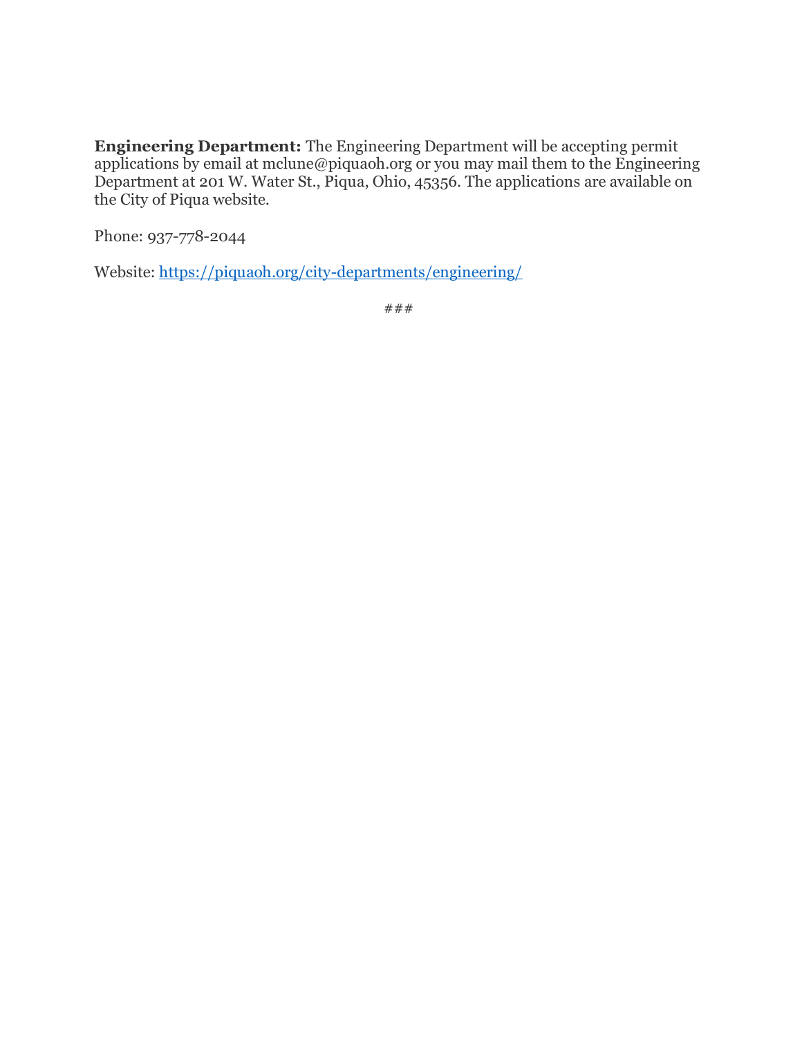**Engineering Department:** The Engineering Department will be accepting permit applications by email at mclune@piquaoh.org or you may mail them to the Engineering Department at 201 W. Water St., Piqua, Ohio, 45356. The applications are available on the City of Piqua website.

Phone: 937-778-2044

Website: [https://piquaoh.org/city-departments/engineering/](https://piquaoh.org/city-departments/engineering/)

###